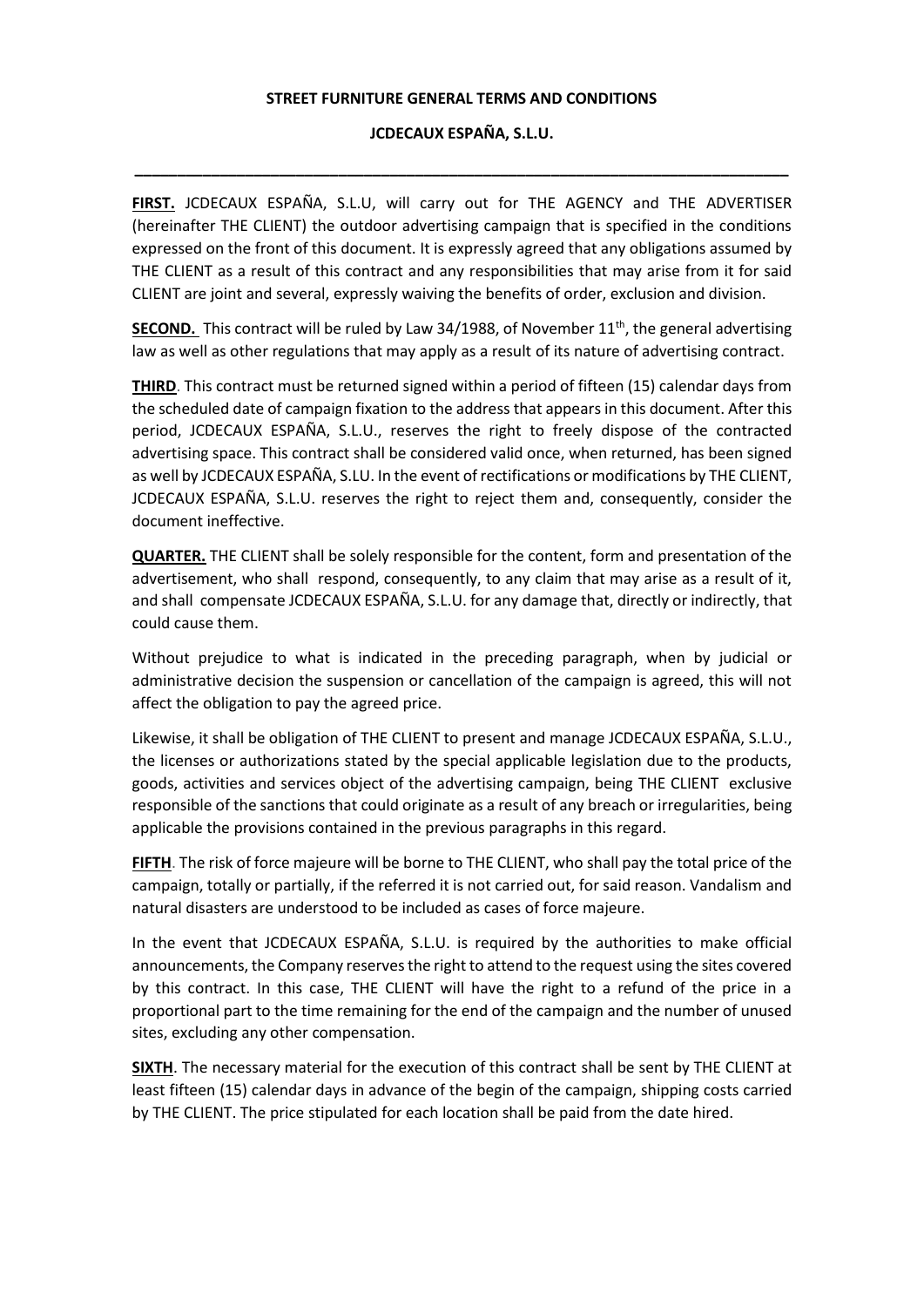**STREET FURNITURE GENERAL TERMS AND CONDITIONS**

**JCDECAUX ESPAÑA, S.L.U.**

---

**FIRST.** JCDECAUX ESPAÑA, S.L.U, will carry out for THE AGENCY and THE ADVERTISER (hereinafter THE CLIENT) the outdoor advertising campaign that is specified in the conditions expressed on the front of this document. It is expressly agreed that any obligations assumed by THE CLIENT as a result of this contract and any responsibilities that may arise from it for said CLIENT are joint and several, expressly waiving the benefits of order, exclusion and division.

**SECOND.** This contract will be ruled by Law 34/1988, of November 11th, the general advertising law as well as other regulations that may apply as a result of its nature of advertising contract.

**THIRD**. This contract must be returned signed within a period of fifteen (15) calendar days from the scheduled date of campaign fixation to the address that appears in this document. After this period, JCDECAUX ESPAÑA, S.L.U., reserves the right to freely dispose of the contracted advertising space. This contract shall be considered valid once, when returned, has been signed as well by JCDECAUX ESPAÑA, S.LU. In the event of rectifications or modifications by THE CLIENT, JCDECAUX ESPAÑA, S.L.U. reserves the right to reject them and, consequently, consider the document ineffective.

**QUARTER.** THE CLIENT shall be solely responsible for the content, form and presentation of the advertisement, who shall respond, consequently, to any claim that may arise as a result of it, and shall compensate JCDECAUX ESPAÑA, S.L.U. for any damage that, directly or indirectly, that could cause them.

Without prejudice to what is indicated in the preceding paragraph, when by judicial or administrative decision the suspension or cancellation of the campaign is agreed, this will not affect the obligation to pay the agreed price.

Likewise, it shall be obligation of THE CLIENT to present and manage JCDECAUX ESPAÑA, S.L.U., the licenses or authorizations stated by the special applicable legislation due to the products, goods, activities and services object of the advertising campaign, being THE CLIENT exclusive responsible of the sanctions that could originate as a result of any breach or irregularities, being applicable the provisions contained in the previous paragraphs in this regard.

**FIFTH**. The risk of force majeure will be borne to THE CLIENT, who shall pay the total price of the campaign, totally or partially, if the referred it is not carried out, for said reason. Vandalism and natural disasters are understood to be included as cases of force majeure.

In the event that JCDECAUX ESPAÑA, S.L.U. is required by the authorities to make official announcements, the Company reserves the right to attend to the request using the sites covered by this contract. In this case, THE CLIENT will have the right to a refund of the price in a proportional part to the time remaining for the end of the campaign and the number of unused sites, excluding any other compensation.

**SIXTH**. The necessary material for the execution of this contract shall be sent by THE CLIENT at least fifteen (15) calendar days in advance of the begin of the campaign, shipping costs carried by THE CLIENT. The price stipulated for each location shall be paid from the date hired.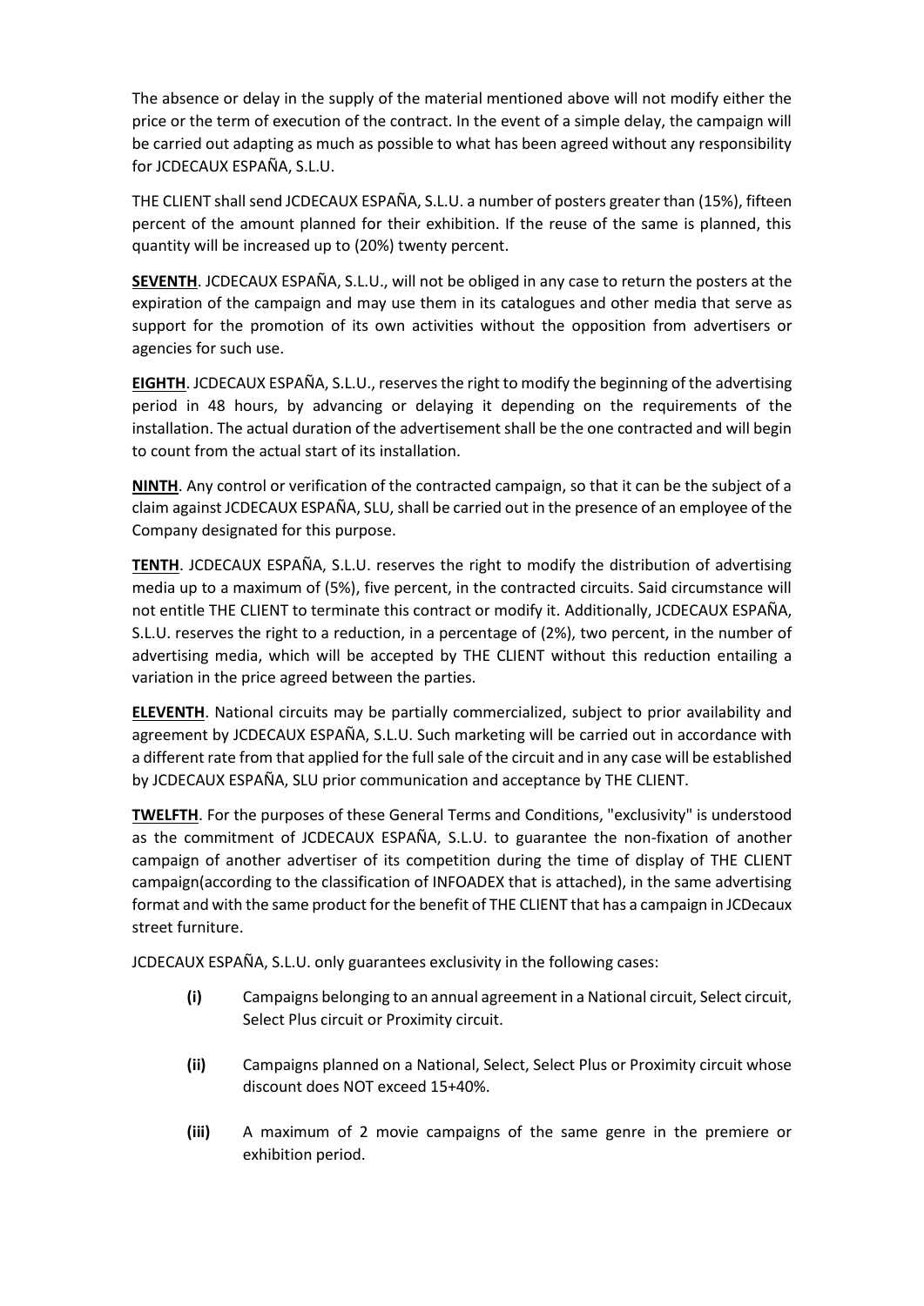The absence or delay in the supply of the material mentioned above will not modify either the price or the term of execution of the contract. In the event of a simple delay, the campaign will be carried out adapting as much as possible to what has been agreed without any responsibility for JCDECAUX ESPAÑA, S.L.U.

THE CLIENT shall send JCDECAUX ESPAÑA, S.L.U. a number of posters greater than (15%), fifteen percent of the amount planned for their exhibition. If the reuse of the same is planned, this quantity will be increased up to (20%) twenty percent.

**SEVENTH**. JCDECAUX ESPAÑA, S.L.U., will not be obliged in any case to return the posters at the expiration of the campaign and may use them in its catalogues and other media that serve as support for the promotion of its own activities without the opposition from advertisers or agencies for such use.

**EIGHTH**. JCDECAUX ESPAÑA, S.L.U., reserves the right to modify the beginning of the advertising period in 48 hours, by advancing or delaying it depending on the requirements of the installation. The actual duration of the advertisement shall be the one contracted and will begin to count from the actual start of its installation.

**NINTH**. Any control or verification of the contracted campaign, so that it can be the subject of a claim against JCDECAUX ESPAÑA, SLU, shall be carried out in the presence of an employee of the Company designated for this purpose.

**TENTH**. JCDECAUX ESPAÑA, S.L.U. reserves the right to modify the distribution of advertising media up to a maximum of (5%), five percent, in the contracted circuits. Said circumstance will not entitle THE CLIENT to terminate this contract or modify it. Additionally, JCDECAUX ESPAÑA, S.L.U. reserves the right to a reduction, in a percentage of (2%), two percent, in the number of advertising media, which will be accepted by THE CLIENT without this reduction entailing a variation in the price agreed between the parties.

**ELEVENTH**. National circuits may be partially commercialized, subject to prior availability and agreement by JCDECAUX ESPAÑA, S.L.U. Such marketing will be carried out in accordance with a different rate from that applied for the full sale of the circuit and in any case will be established by JCDECAUX ESPAÑA, SLU prior communication and acceptance by THE CLIENT.

**TWELFTH**. For the purposes of these General Terms and Conditions, "exclusivity" is understood as the commitment of JCDECAUX ESPAÑA, S.L.U. to guarantee the non-fixation of another campaign of another advertiser of its competition during the time of display of THE CLIENT campaign(according to the classification of INFOADEX that is attached), in the same advertising format and with the same product for the benefit of THE CLIENT that has a campaign in JCDecaux street furniture.

JCDECAUX ESPAÑA, S.L.U. only guarantees exclusivity in the following cases:

- **(i)** Campaigns belonging to an annual agreement in a National circuit, Select circuit, Select Plus circuit or Proximity circuit.
- **(ii)** Campaigns planned on a National, Select, Select Plus or Proximity circuit whose discount does NOT exceed 15+40%.
- **(iii)** A maximum of 2 movie campaigns of the same genre in the premiere or exhibition period.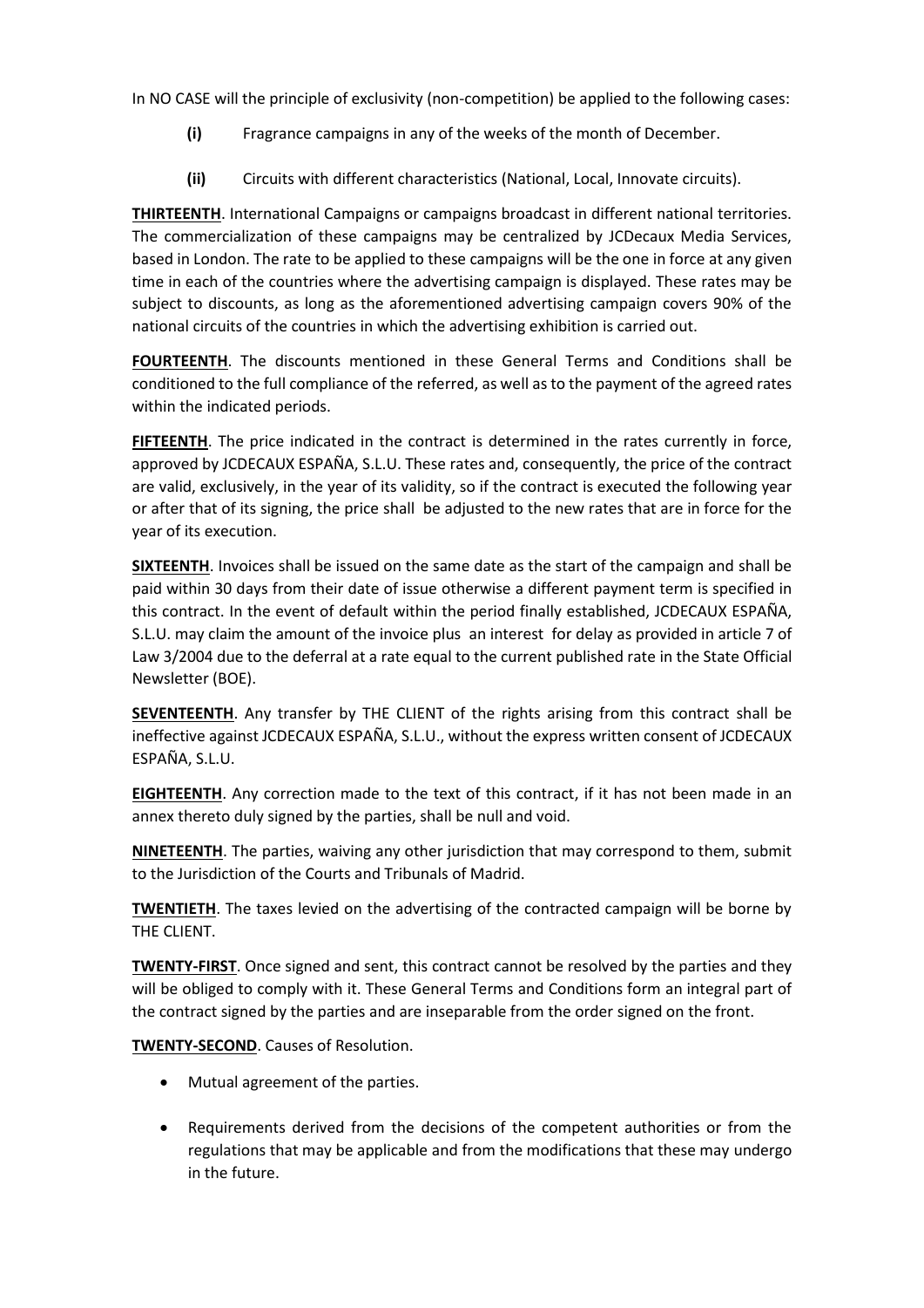In NO CASE will the principle of exclusivity (non-competition) be applied to the following cases:

- **(i)** Fragrance campaigns in any of the weeks of the month of December.
- **(ii)** Circuits with different characteristics (National, Local, Innovate circuits).

**THIRTEENTH**. International Campaigns or campaigns broadcast in different national territories. The commercialization of these campaigns may be centralized by JCDecaux Media Services, based in London. The rate to be applied to these campaigns will be the one in force at any given time in each of the countries where the advertising campaign is displayed. These rates may be subject to discounts, as long as the aforementioned advertising campaign covers 90% of the national circuits of the countries in which the advertising exhibition is carried out.

**FOURTEENTH**. The discounts mentioned in these General Terms and Conditions shall be conditioned to the full compliance of the referred, as well as to the payment of the agreed rates within the indicated periods.

**FIFTEENTH**. The price indicated in the contract is determined in the rates currently in force, approved by JCDECAUX ESPAÑA, S.L.U. These rates and, consequently, the price of the contract are valid, exclusively, in the year of its validity, so if the contract is executed the following year or after that of its signing, the price shall be adjusted to the new rates that are in force for the year of its execution.

**SIXTEENTH**. Invoices shall be issued on the same date as the start of the campaign and shall be paid within 30 days from their date of issue otherwise a different payment term is specified in this contract. In the event of default within the period finally established, JCDECAUX ESPAÑA, S.L.U. may claim the amount of the invoice plus an interest for delay as provided in article 7 of Law 3/2004 due to the deferral at a rate equal to the current published rate in the State Official Newsletter (BOE).

**SEVENTEENTH**. Any transfer by THE CLIENT of the rights arising from this contract shall be ineffective against JCDECAUX ESPAÑA, S.L.U., without the express written consent of JCDECAUX ESPAÑA, S.L.U.

**EIGHTEENTH**. Any correction made to the text of this contract, if it has not been made in an annex thereto duly signed by the parties, shall be null and void.

**NINETEENTH**. The parties, waiving any other jurisdiction that may correspond to them, submit to the Jurisdiction of the Courts and Tribunals of Madrid.

**TWENTIETH**. The taxes levied on the advertising of the contracted campaign will be borne by THE CLIENT.

**TWENTY-FIRST**. Once signed and sent, this contract cannot be resolved by the parties and they will be obliged to comply with it. These General Terms and Conditions form an integral part of the contract signed by the parties and are inseparable from the order signed on the front.

**TWENTY-SECOND**. Causes of Resolution.

- Mutual agreement of the parties.
- Requirements derived from the decisions of the competent authorities or from the regulations that may be applicable and from the modifications that these may undergo in the future.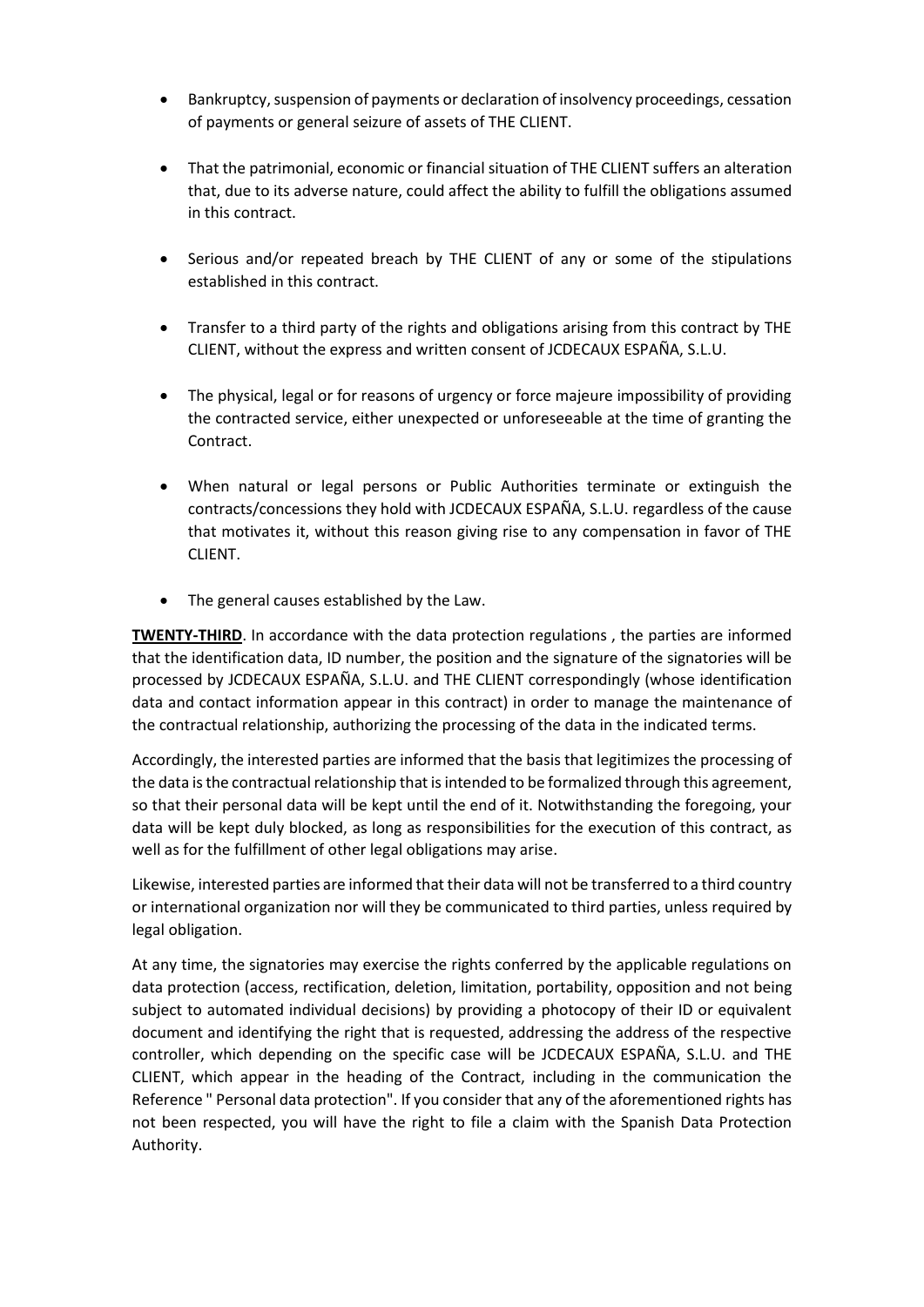- Bankruptcy, suspension of payments or declaration of insolvency proceedings, cessation of payments or general seizure of assets of THE CLIENT.

- That the patrimonial, economic or financial situation of THE CLIENT suffers an alteration that, due to its adverse nature, could affect the ability to fulfill the obligations assumed in this contract.

- Serious and/or repeated breach by THE CLIENT of any or some of the stipulations established in this contract.

- Transfer to a third party of the rights and obligations arising from this contract by THE CLIENT, without the express and written consent of JCDECAUX ESPAÑA, S.L.U.

- The physical, legal or for reasons of urgency or force majeure impossibility of providing the contracted service, either unexpected or unforeseeable at the time of granting the Contract.

- When natural or legal persons or Public Authorities terminate or extinguish the contracts/concessions they hold with JCDECAUX ESPAÑA, S.L.U. regardless of the cause that motivates it, without this reason giving rise to any compensation in favor of THE CLIENT.

- The general causes established by the Law.

**TWENTY-THIRD**. In accordance with the data protection regulations , the parties are informed that the identification data, ID number, the position and the signature of the signatories will be processed by JCDECAUX ESPAÑA, S.L.U. and THE CLIENT correspondingly (whose identification data and contact information appear in this contract) in order to manage the maintenance of the contractual relationship, authorizing the processing of the data in the indicated terms.

Accordingly, the interested parties are informed that the basis that legitimizes the processing of the data is the contractual relationship that is intended to be formalized through this agreement, so that their personal data will be kept until the end of it. Notwithstanding the foregoing, your data will be kept duly blocked, as long as responsibilities for the execution of this contract, as well as for the fulfillment of other legal obligations may arise.

Likewise, interested parties are informed that their data will not be transferred to a third country or international organization nor will they be communicated to third parties, unless required by legal obligation.

At any time, the signatories may exercise the rights conferred by the applicable regulations on data protection (access, rectification, deletion, limitation, portability, opposition and not being subject to automated individual decisions) by providing a photocopy of their ID or equivalent document and identifying the right that is requested, addressing the address of the respective controller, which depending on the specific case will be JCDECAUX ESPAÑA, S.L.U. and THE CLIENT, which appear in the heading of the Contract, including in the communication the Reference " Personal data protection". If you consider that any of the aforementioned rights has not been respected, you will have the right to file a claim with the Spanish Data Protection Authority.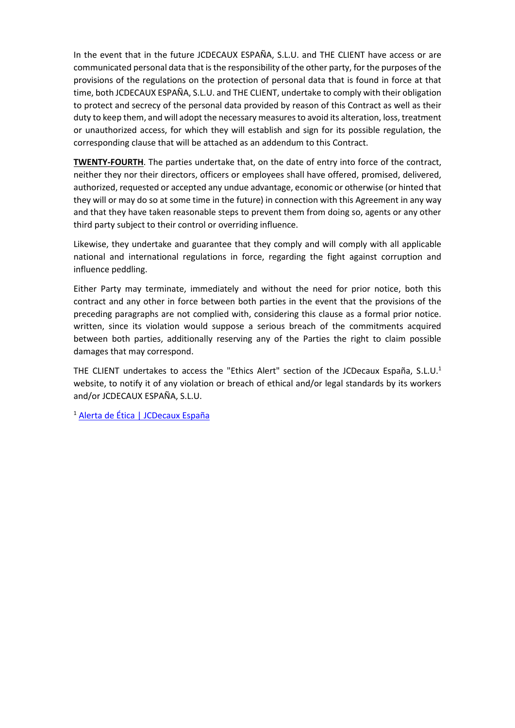In the event that in the future JCDECAUX ESPAÑA, S.L.U. and THE CLIENT have access or are communicated personal data that is the responsibility of the other party, for the purposes of the provisions of the regulations on the protection of personal data that is found in force at that time, both JCDECAUX ESPAÑA, S.L.U. and THE CLIENT, undertake to comply with their obligation to protect and secrecy of the personal data provided by reason of this Contract as well as their duty to keep them, and will adopt the necessary measures to avoid its alteration, loss, treatment or unauthorized access, for which they will establish and sign for its possible regulation, the corresponding clause that will be attached as an addendum to this Contract.

**TWENTY-FOURTH**. The parties undertake that, on the date of entry into force of the contract, neither they nor their directors, officers or employees shall have offered, promised, delivered, authorized, requested or accepted any undue advantage, economic or otherwise (or hinted that they will or may do so at some time in the future) in connection with this Agreement in any way and that they have taken reasonable steps to prevent them from doing so, agents or any other third party subject to their control or overriding influence.

Likewise, they undertake and guarantee that they comply and will comply with all applicable national and international regulations in force, regarding the fight against corruption and influence peddling.

Either Party may terminate, immediately and without the need for prior notice, both this contract and any other in force between both parties in the event that the provisions of the preceding paragraphs are not complied with, considering this clause as a formal prior notice. written, since its violation would suppose a serious breach of the commitments acquired between both parties, additionally reserving any of the Parties the right to claim possible damages that may correspond.

THE CLIENT undertakes to access the "Ethics Alert" section of the JCDecaux España, S.L.U.[1] website, to notify it of any violation or breach of ethical and/or legal standards by its workers and/or JCDECAUX ESPAÑA, S.L.U.

[1] Alerta de Ética | JCDecaux España